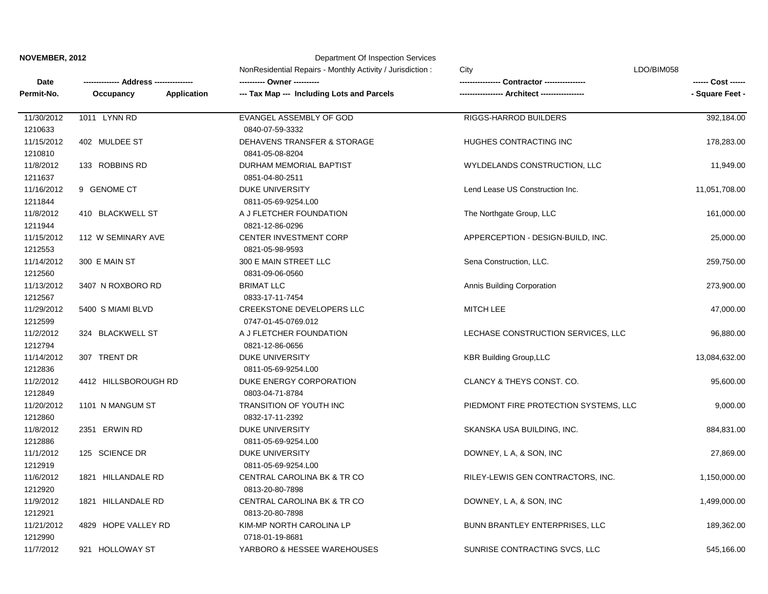**NOVEMBER, 2012**

Department Of Inspection Services

NonResidential Repairs - Monthly Activity / Jurisdiction : City

LDO/BIM058

| Date / Permit-No. | Address / Occupancy / Application | Owner / Tax Map --- Including Lots and Parcels | Contractor / Architect | Cost / Square Feet |
|---|---|---|---|---|
| 11/30/2012<br>1210633 | 1011 LYNN RD | EVANGEL ASSEMBLY OF GOD<br>0840-07-59-3332 | RIGGS-HARROD BUILDERS | 392,184.00 |
| 11/15/2012<br>1210810 | 402 MULDEE ST | DEHAVENS TRANSFER & STORAGE<br>0841-05-08-8204 | HUGHES CONTRACTING INC | 178,283.00 |
| 11/8/2012<br>1211637 | 133 ROBBINS RD | DURHAM MEMORIAL BAPTIST<br>0851-04-80-2511 | WYLDELANDS CONSTRUCTION, LLC | 11,949.00 |
| 11/16/2012<br>1211844 | 9 GENOME CT | DUKE UNIVERSITY<br>0811-05-69-9254.L00 | Lend Lease US Construction Inc. | 11,051,708.00 |
| 11/8/2012<br>1211944 | 410 BLACKWELL ST | A J FLETCHER FOUNDATION<br>0821-12-86-0296 | The Northgate Group, LLC | 161,000.00 |
| 11/15/2012<br>1212553 | 112 W SEMINARY AVE | CENTER INVESTMENT CORP<br>0821-05-98-9593 | APPERCEPTION - DESIGN-BUILD, INC. | 25,000.00 |
| 11/14/2012<br>1212560 | 300 E MAIN ST | 300 E MAIN STREET LLC<br>0831-09-06-0560 | Sena Construction, LLC. | 259,750.00 |
| 11/13/2012<br>1212567 | 3407 N ROXBORO RD | BRIMAT LLC<br>0833-17-11-7454 | Annis Building Corporation | 273,900.00 |
| 11/29/2012<br>1212599 | 5400 S MIAMI BLVD | CREEKSTONE DEVELOPERS LLC<br>0747-01-45-0769.012 | MITCH LEE | 47,000.00 |
| 11/2/2012<br>1212794 | 324 BLACKWELL ST | A J FLETCHER FOUNDATION<br>0821-12-86-0656 | LECHASE CONSTRUCTION SERVICES, LLC | 96,880.00 |
| 11/14/2012<br>1212836 | 307 TRENT DR | DUKE UNIVERSITY<br>0811-05-69-9254.L00 | KBR Building Group,LLC | 13,084,632.00 |
| 11/2/2012<br>1212849 | 4412 HILLSBOROUGH RD | DUKE ENERGY CORPORATION<br>0803-04-71-8784 | CLANCY & THEYS CONST. CO. | 95,600.00 |
| 11/20/2012<br>1212860 | 1101 N MANGUM ST | TRANSITION OF YOUTH INC<br>0832-17-11-2392 | PIEDMONT FIRE PROTECTION SYSTEMS, LLC | 9,000.00 |
| 11/8/2012<br>1212886 | 2351 ERWIN RD | DUKE UNIVERSITY<br>0811-05-69-9254.L00 | SKANSKA USA BUILDING, INC. | 884,831.00 |
| 11/1/2012<br>1212919 | 125 SCIENCE DR | DUKE UNIVERSITY<br>0811-05-69-9254.L00 | DOWNEY, L A, & SON, INC | 27,869.00 |
| 11/6/2012<br>1212920 | 1821 HILLANDALE RD | CENTRAL CAROLINA BK & TR CO<br>0813-20-80-7898 | RILEY-LEWIS GEN CONTRACTORS, INC. | 1,150,000.00 |
| 11/9/2012<br>1212921 | 1821 HILLANDALE RD | CENTRAL CAROLINA BK & TR CO<br>0813-20-80-7898 | DOWNEY, L A, & SON, INC | 1,499,000.00 |
| 11/21/2012<br>1212990 | 4829 HOPE VALLEY RD | KIM-MP NORTH CAROLINA LP<br>0718-01-19-8681 | BUNN BRANTLEY ENTERPRISES, LLC | 189,362.00 |
| 11/7/2012 | 921 HOLLOWAY ST | YARBORO & HESSEE WAREHOUSES | SUNRISE CONTRACTING SVCS, LLC | 545,166.00 |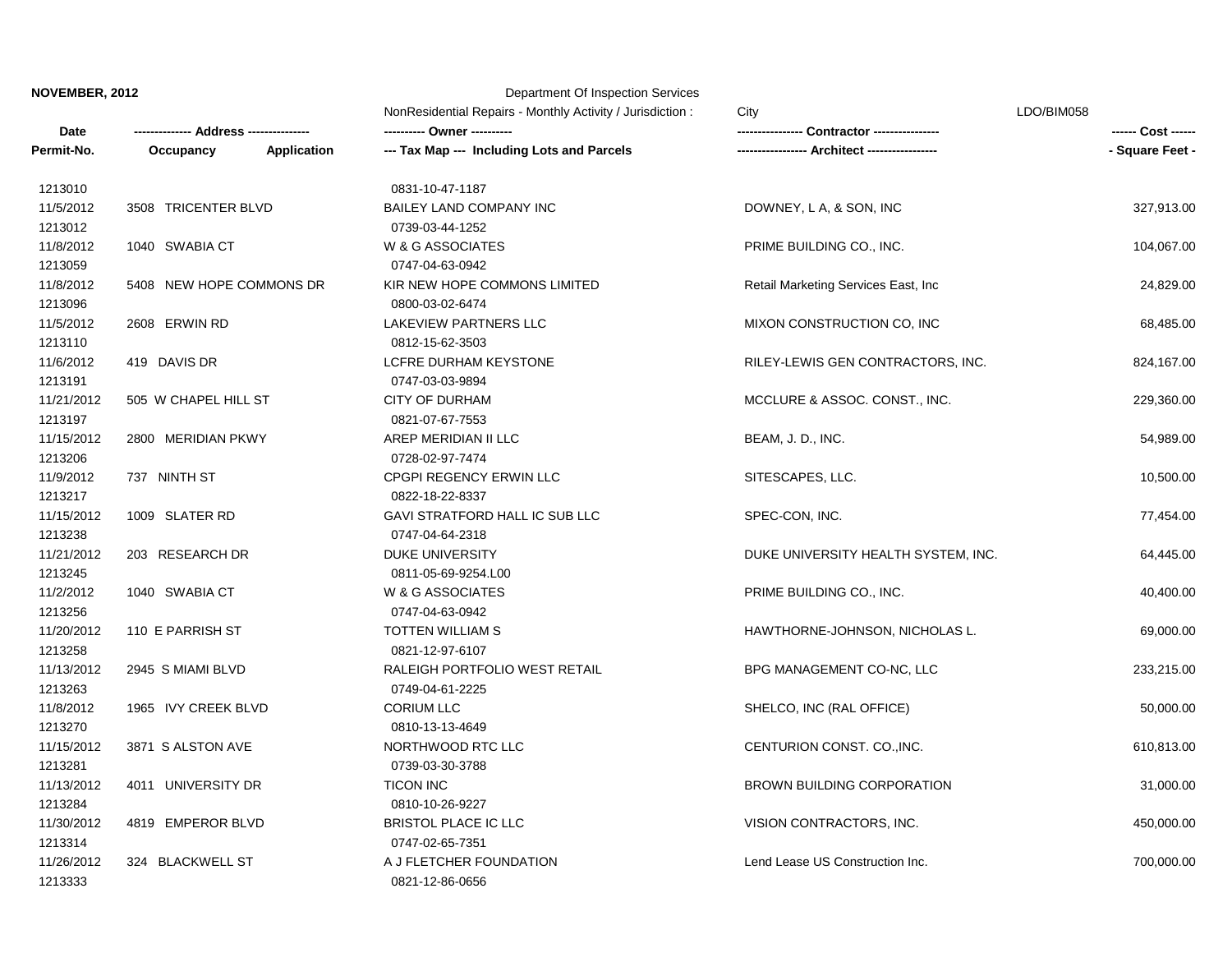**NOVEMBER, 2012** Department Of Inspection Services

NonResidential Repairs - Monthly Activity / Jurisdiction : City LDO/BIM058

| Date / Permit-No. | Address / Occupancy / Application | Owner / Tax Map --- Including Lots and Parcels | Contractor / Architect | Cost / Square Feet |
|---|---|---|---|---|
| 1213010 | | 0831-10-47-1187 | | |
| 11/5/2012 | 3508 TRICENTER BLVD | BAILEY LAND COMPANY INC | DOWNEY, L A, & SON, INC | 327,913.00 |
| 1213012 | | 0739-03-44-1252 | | |
| 11/8/2012 | 1040 SWABIA CT | W & G ASSOCIATES | PRIME BUILDING CO., INC. | 104,067.00 |
| 1213059 | | 0747-04-63-0942 | | |
| 11/8/2012 | 5408 NEW HOPE COMMONS DR | KIR NEW HOPE COMMONS LIMITED | Retail Marketing Services East, Inc | 24,829.00 |
| 1213096 | | 0800-03-02-6474 | | |
| 11/5/2012 | 2608 ERWIN RD | LAKEVIEW PARTNERS LLC | MIXON CONSTRUCTION CO, INC | 68,485.00 |
| 1213110 | | 0812-15-62-3503 | | |
| 11/6/2012 | 419 DAVIS DR | LCFRE DURHAM KEYSTONE | RILEY-LEWIS GEN CONTRACTORS, INC. | 824,167.00 |
| 1213191 | | 0747-03-03-9894 | | |
| 11/21/2012 | 505 W CHAPEL HILL ST | CITY OF DURHAM | MCCLURE & ASSOC. CONST., INC. | 229,360.00 |
| 1213197 | | 0821-07-67-7553 | | |
| 11/15/2012 | 2800 MERIDIAN PKWY | AREP MERIDIAN II LLC | BEAM, J. D., INC. | 54,989.00 |
| 1213206 | | 0728-02-97-7474 | | |
| 11/9/2012 | 737 NINTH ST | CPGPI REGENCY ERWIN LLC | SITESCAPES, LLC. | 10,500.00 |
| 1213217 | | 0822-18-22-8337 | | |
| 11/15/2012 | 1009 SLATER RD | GAVI STRATFORD HALL IC SUB LLC | SPEC-CON, INC. | 77,454.00 |
| 1213238 | | 0747-04-64-2318 | | |
| 11/21/2012 | 203 RESEARCH DR | DUKE UNIVERSITY | DUKE UNIVERSITY HEALTH SYSTEM, INC. | 64,445.00 |
| 1213245 | | 0811-05-69-9254.L00 | | |
| 11/2/2012 | 1040 SWABIA CT | W & G ASSOCIATES | PRIME BUILDING CO., INC. | 40,400.00 |
| 1213256 | | 0747-04-63-0942 | | |
| 11/20/2012 | 110 E PARRISH ST | TOTTEN WILLIAM S | HAWTHORNE-JOHNSON, NICHOLAS L. | 69,000.00 |
| 1213258 | | 0821-12-97-6107 | | |
| 11/13/2012 | 2945 S MIAMI BLVD | RALEIGH PORTFOLIO WEST RETAIL | BPG MANAGEMENT CO-NC, LLC | 233,215.00 |
| 1213263 | | 0749-04-61-2225 | | |
| 11/8/2012 | 1965 IVY CREEK BLVD | CORIUM LLC | SHELCO, INC (RAL OFFICE) | 50,000.00 |
| 1213270 | | 0810-13-13-4649 | | |
| 11/15/2012 | 3871 S ALSTON AVE | NORTHWOOD RTC LLC | CENTURION CONST. CO.,INC. | 610,813.00 |
| 1213281 | | 0739-03-30-3788 | | |
| 11/13/2012 | 4011 UNIVERSITY DR | TICON INC | BROWN BUILDING CORPORATION | 31,000.00 |
| 1213284 | | 0810-10-26-9227 | | |
| 11/30/2012 | 4819 EMPEROR BLVD | BRISTOL PLACE IC LLC | VISION CONTRACTORS, INC. | 450,000.00 |
| 1213314 | | 0747-02-65-7351 | | |
| 11/26/2012 | 324 BLACKWELL ST | A J FLETCHER FOUNDATION | Lend Lease US Construction Inc. | 700,000.00 |
| 1213333 | | 0821-12-86-0656 | | |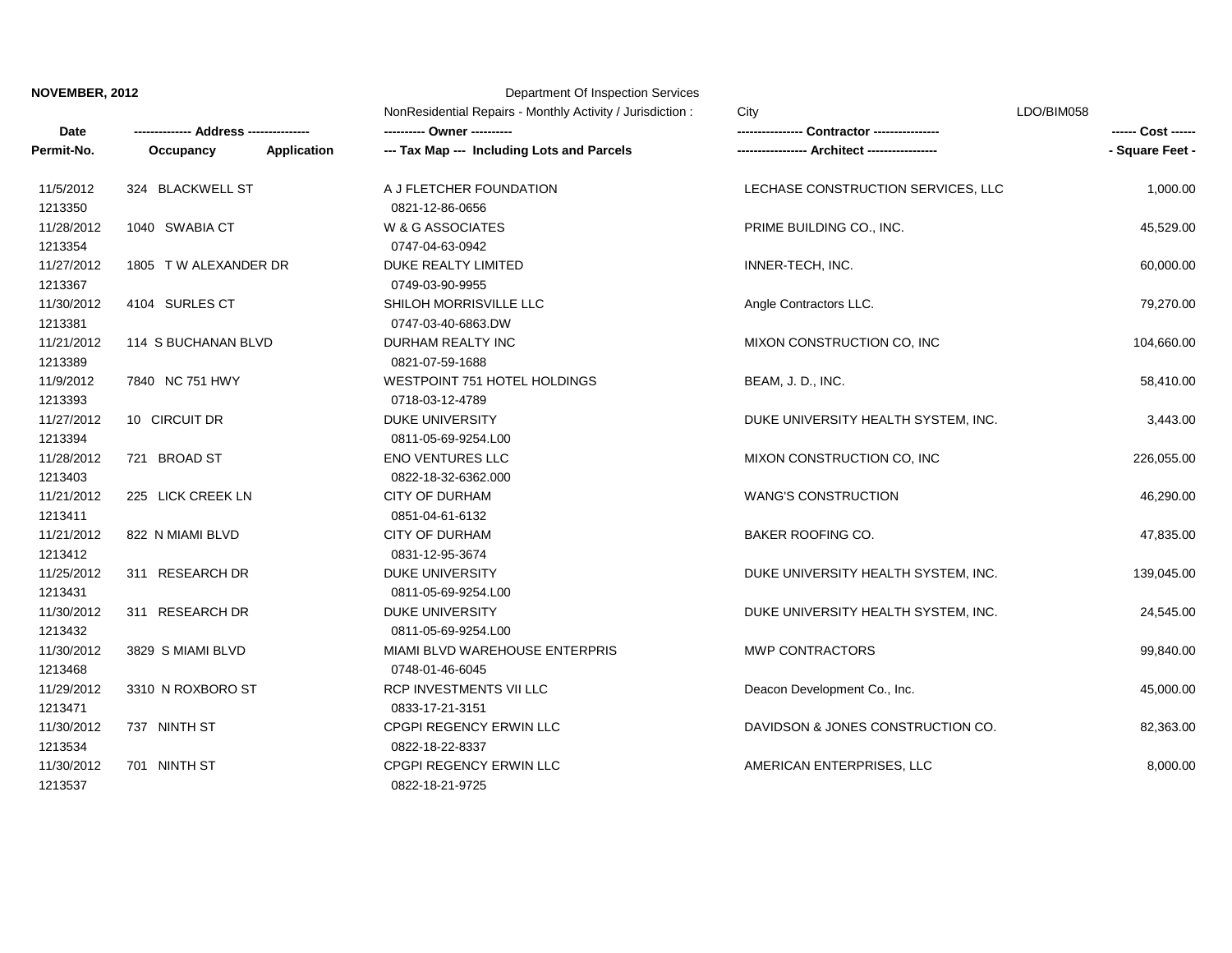**NOVEMBER, 2012**

Department Of Inspection Services

NonResidential Repairs - Monthly Activity / Jurisdiction : City

LDO/BIM058

| Date / Permit-No. | Address / Occupancy / Application | Owner / Tax Map --- Including Lots and Parcels | Contractor / Architect | Cost / Square Feet |
|---|---|---|---|---|
| 11/5/2012<br>1213350 | 324 BLACKWELL ST | A J FLETCHER FOUNDATION<br>0821-12-86-0656 | LECHASE CONSTRUCTION SERVICES, LLC | 1,000.00 |
| 11/28/2012<br>1213354 | 1040 SWABIA CT | W & G ASSOCIATES<br>0747-04-63-0942 | PRIME BUILDING CO., INC. | 45,529.00 |
| 11/27/2012<br>1213367 | 1805 T W ALEXANDER DR | DUKE REALTY LIMITED<br>0749-03-90-9955 | INNER-TECH, INC. | 60,000.00 |
| 11/30/2012<br>1213381 | 4104 SURLES CT | SHILOH MORRISVILLE LLC<br>0747-03-40-6863.DW | Angle Contractors LLC. | 79,270.00 |
| 11/21/2012<br>1213389 | 114 S BUCHANAN BLVD | DURHAM REALTY INC<br>0821-07-59-1688 | MIXON CONSTRUCTION CO, INC | 104,660.00 |
| 11/9/2012<br>1213393 | 7840 NC 751 HWY | WESTPOINT 751 HOTEL HOLDINGS<br>0718-03-12-4789 | BEAM, J. D., INC. | 58,410.00 |
| 11/27/2012<br>1213394 | 10 CIRCUIT DR | DUKE UNIVERSITY<br>0811-05-69-9254.L00 | DUKE UNIVERSITY HEALTH SYSTEM, INC. | 3,443.00 |
| 11/28/2012<br>1213403 | 721 BROAD ST | ENO VENTURES LLC<br>0822-18-32-6362.000 | MIXON CONSTRUCTION CO, INC | 226,055.00 |
| 11/21/2012<br>1213411 | 225 LICK CREEK LN | CITY OF DURHAM<br>0851-04-61-6132 | WANG'S CONSTRUCTION | 46,290.00 |
| 11/21/2012<br>1213412 | 822 N MIAMI BLVD | CITY OF DURHAM<br>0831-12-95-3674 | BAKER ROOFING CO. | 47,835.00 |
| 11/25/2012<br>1213431 | 311 RESEARCH DR | DUKE UNIVERSITY<br>0811-05-69-9254.L00 | DUKE UNIVERSITY HEALTH SYSTEM, INC. | 139,045.00 |
| 11/30/2012<br>1213432 | 311 RESEARCH DR | DUKE UNIVERSITY<br>0811-05-69-9254.L00 | DUKE UNIVERSITY HEALTH SYSTEM, INC. | 24,545.00 |
| 11/30/2012<br>1213468 | 3829 S MIAMI BLVD | MIAMI BLVD WAREHOUSE ENTERPRIS<br>0748-01-46-6045 | MWP CONTRACTORS | 99,840.00 |
| 11/29/2012<br>1213471 | 3310 N ROXBORO ST | RCP INVESTMENTS VII LLC<br>0833-17-21-3151 | Deacon Development Co., Inc. | 45,000.00 |
| 11/30/2012<br>1213534 | 737 NINTH ST | CPGPI REGENCY ERWIN LLC<br>0822-18-22-8337 | DAVIDSON & JONES CONSTRUCTION CO. | 82,363.00 |
| 11/30/2012<br>1213537 | 701 NINTH ST | CPGPI REGENCY ERWIN LLC<br>0822-18-21-9725 | AMERICAN ENTERPRISES, LLC | 8,000.00 |